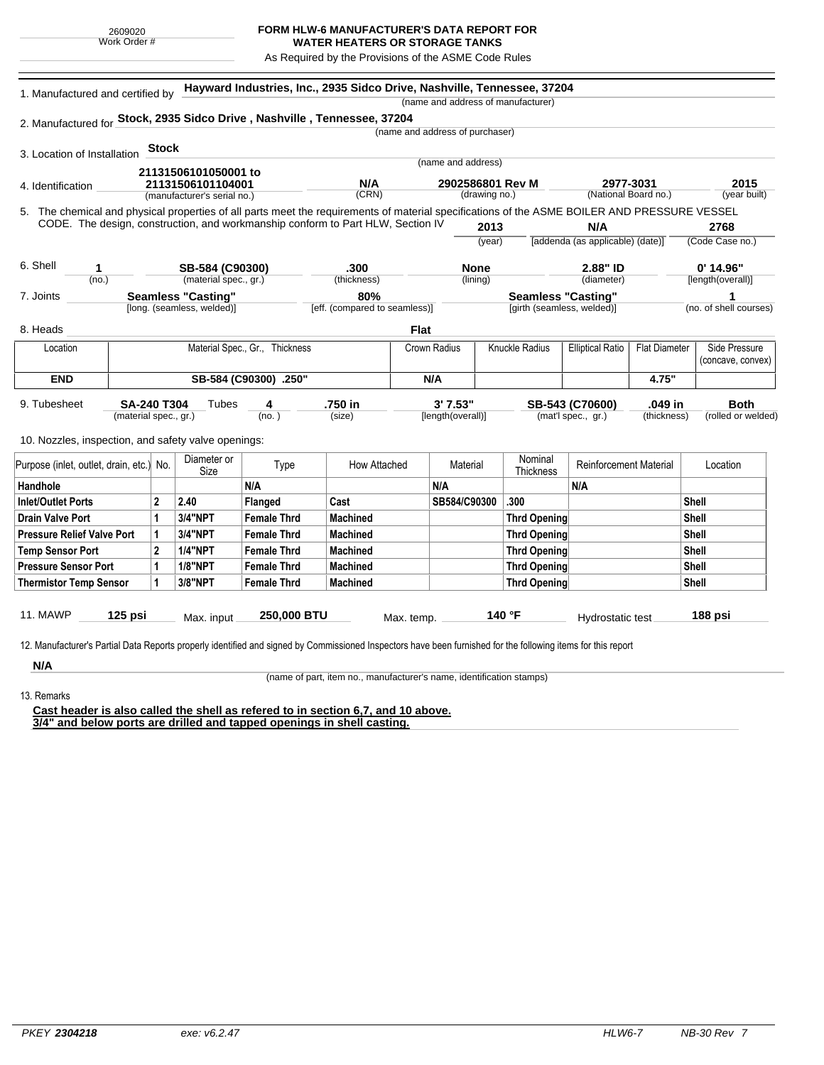2609020
Work Order #

# FORM HLW-6 MANUFACTURER'S DATA REPORT FOR WATER HEATERS OR STORAGE TANKS

As Required by the Provisions of the ASME Code Rules

1. Manufactured and certified by **Hayward Industries, Inc., 2935 Sidco Drive, Nashville, Tennessee, 37204**
(name and address of manufacturer)

2. Manufactured for **Stock, 2935 Sidco Drive , Nashville , Tennessee, 37204**
(name and address of purchaser)

3. Location of Installation **Stock**
(name and address)

4. Identification **21131506101050001 to 21131506101104001** (manufacturer's serial no.) **N/A** (CRN) **2902586801 Rev M** (drawing no.) **2977-3031** (National Board no.) **2015** (year built)

5. The chemical and physical properties of all parts meet the requirements of material specifications of the ASME BOILER AND PRESSURE VESSEL CODE. The design, construction, and workmanship conform to Part HLW, Section IV **2013** (year) **N/A** [addenda (as applicable) (date)] **2768** (Code Case no.)

6. Shell **1** (no.) **SB-584 (C90300)** (material spec., gr.) **.300** (thickness) **None** (lining) **2.88" ID** (diameter) **0' 14.96"** [length(overall)]

7. Joints **Seamless "Casting"** [long. (seamless, welded)] **80%** [eff. (compared to seamless)] **Seamless "Casting"** [girth (seamless, welded)] **1** (no. of shell courses)

8. Heads **Flat**

| Location | Material Spec., Gr., Thickness | Crown Radius | Knuckle Radius | Elliptical Ratio | Flat Diameter | Side Pressure (concave, convex) |
|---|---|---|---|---|---|---|
| **END** | **SB-584 (C90300) .250"** | **N/A** | | | **4.75"** | |

9. Tubesheet **SA-240 T304** (material spec., gr.) Tubes **4** (no.) **.750 in** (size) **3' 7.53"** [length(overall)] **SB-543 (C70600)** (mat'l spec., gr.) **.049 in** (thickness) **Both** (rolled or welded)

10. Nozzles, inspection, and safety valve openings:

| Purpose (inlet, outlet, drain, etc.) | No. | Diameter or Size | Type | How Attached | Material | Nominal Thickness | Reinforcement Material | Location |
|---|---|---|---|---|---|---|---|---|
| **Handhole** | | | **N/A** | | **N/A** | | **N/A** | |
| **Inlet/Outlet Ports** | **2** | **2.40** | **Flanged** | **Cast** | **SB584/C90300** | **.300** | | **Shell** |
| **Drain Valve Port** | **1** | **3/4"NPT** | **Female Thrd** | **Machined** | | **Thrd Opening** | | **Shell** |
| **Pressure Relief Valve Port** | **1** | **3/4"NPT** | **Female Thrd** | **Machined** | | **Thrd Opening** | | **Shell** |
| **Temp Sensor Port** | **2** | **1/4"NPT** | **Female Thrd** | **Machined** | | **Thrd Opening** | | **Shell** |
| **Pressure Sensor Port** | **1** | **1/8"NPT** | **Female Thrd** | **Machined** | | **Thrd Opening** | | **Shell** |
| **Thermistor Temp Sensor** | **1** | **3/8"NPT** | **Female Thrd** | **Machined** | | **Thrd Opening** | | **Shell** |

11. MAWP **125 psi** Max. input **250,000 BTU** Max. temp. **140 °F** Hydrostatic test **188 psi**

12. Manufacturer's Partial Data Reports properly identified and signed by Commissioned Inspectors have been furnished for the following items for this report

**N/A**
(name of part, item no., manufacturer's name, identification stamps)

13. Remarks

**Cast header is also called the shell as refered to in section 6,7, and 10 above.**
**3/4" and below ports are drilled and tapped openings in shell casting.**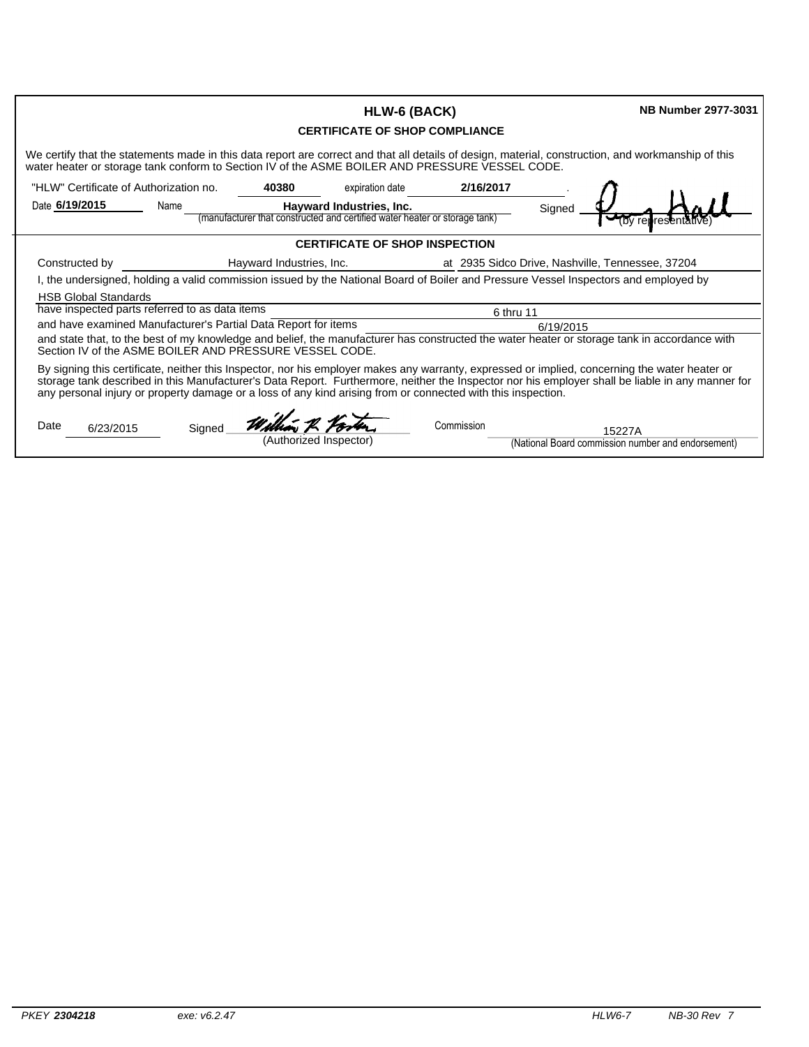## HLW-6 (BACK)

**NB Number 2977-3031**

### CERTIFICATE OF SHOP COMPLIANCE

We certify that the statements made in this data report are correct and that all details of design, material, construction, and workmanship of this water heater or storage tank conform to Section IV of the ASME BOILER AND PRESSURE VESSEL CODE.

"HLW" Certificate of Authorization no. **40380** expiration date **2/16/2017** .

Date **6/19/2015** Name **Hayward Industries, Inc.** (manufacturer that constructed and certified water heater or storage tank) Signed (by representative)

### CERTIFICATE OF SHOP INSPECTION

Constructed by Hayward Industries, Inc. at 2935 Sidco Drive, Nashville, Tennessee, 37204

I, the undersigned, holding a valid commission issued by the National Board of Boiler and Pressure Vessel Inspectors and employed by HSB Global Standards

have inspected parts referred to as data items 6 thru 11

and have examined Manufacturer's Partial Data Report for items 6/19/2015

and state that, to the best of my knowledge and belief, the manufacturer has constructed the water heater or storage tank in accordance with Section IV of the ASME BOILER AND PRESSURE VESSEL CODE.

By signing this certificate, neither this Inspector, nor his employer makes any warranty, expressed or implied, concerning the water heater or storage tank described in this Manufacturer's Data Report. Furthermore, neither the Inspector nor his employer shall be liable in any manner for any personal injury or property damage or a loss of any kind arising from or connected with this inspection.

Date 6/23/2015 Signed (Authorized Inspector) Commission 15227A (National Board commission number and endorsement)

*PKEY* ***2304218*** *exe: v6.2.47* *HLW6-7* *NB-30 Rev 7*